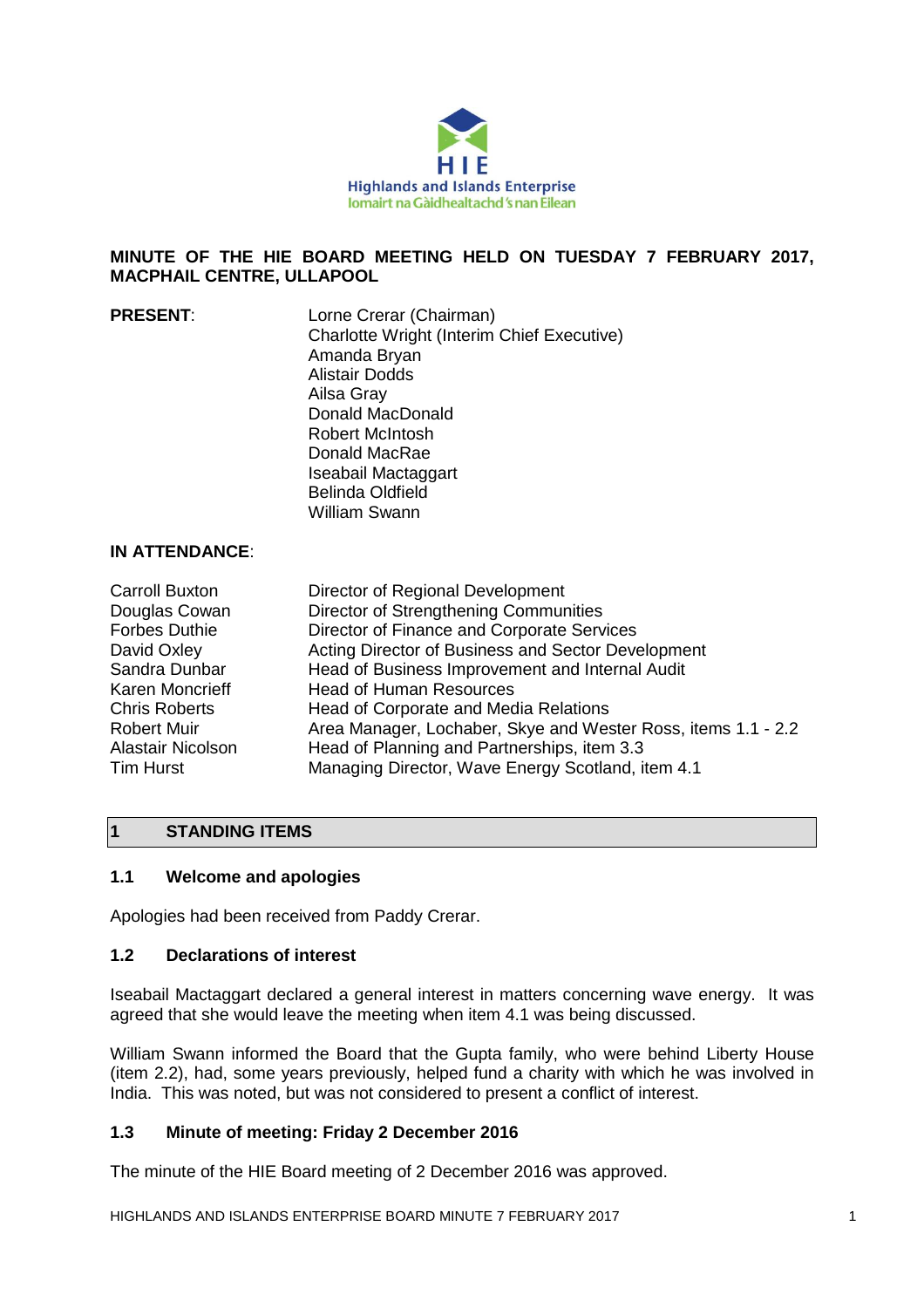**MINUTE OF THE HIE BOARD MEETING HELD ON TUESDAY 7 FEBRUARY 2017, MACPHAIL CENTRE, ULLAPOOL**

| **PRESENT**: | Lorne Crerar (Chairman) |
|---|---|
| | Charlotte Wright (Interim Chief Executive) |
| | Amanda Bryan |
| | Alistair Dodds |
| | Ailsa Gray |
| | Donald MacDonald |
| | Robert McIntosh |
| | Donald MacRae |
| | Iseabail Mactaggart |
| | Belinda Oldfield |
| | William Swann |

**IN ATTENDANCE**:

| | |
|---|---|
| Carroll Buxton | Director of Regional Development |
| Douglas Cowan | Director of Strengthening Communities |
| Forbes Duthie | Director of Finance and Corporate Services |
| David Oxley | Acting Director of Business and Sector Development |
| Sandra Dunbar | Head of Business Improvement and Internal Audit |
| Karen Moncrieff | Head of Human Resources |
| Chris Roberts | Head of Corporate and Media Relations |
| Robert Muir | Area Manager, Lochaber, Skye and Wester Ross, items 1.1 - 2.2 |
| Alastair Nicolson | Head of Planning and Partnerships, item 3.3 |
| Tim Hurst | Managing Director, Wave Energy Scotland, item 4.1 |

## 1 STANDING ITEMS

### 1.1 Welcome and apologies

Apologies had been received from Paddy Crerar.

### 1.2 Declarations of interest

Iseabail Mactaggart declared a general interest in matters concerning wave energy. It was agreed that she would leave the meeting when item 4.1 was being discussed.

William Swann informed the Board that the Gupta family, who were behind Liberty House (item 2.2), had, some years previously, helped fund a charity with which he was involved in India. This was noted, but was not considered to present a conflict of interest.

### 1.3 Minute of meeting: Friday 2 December 2016

The minute of the HIE Board meeting of 2 December 2016 was approved.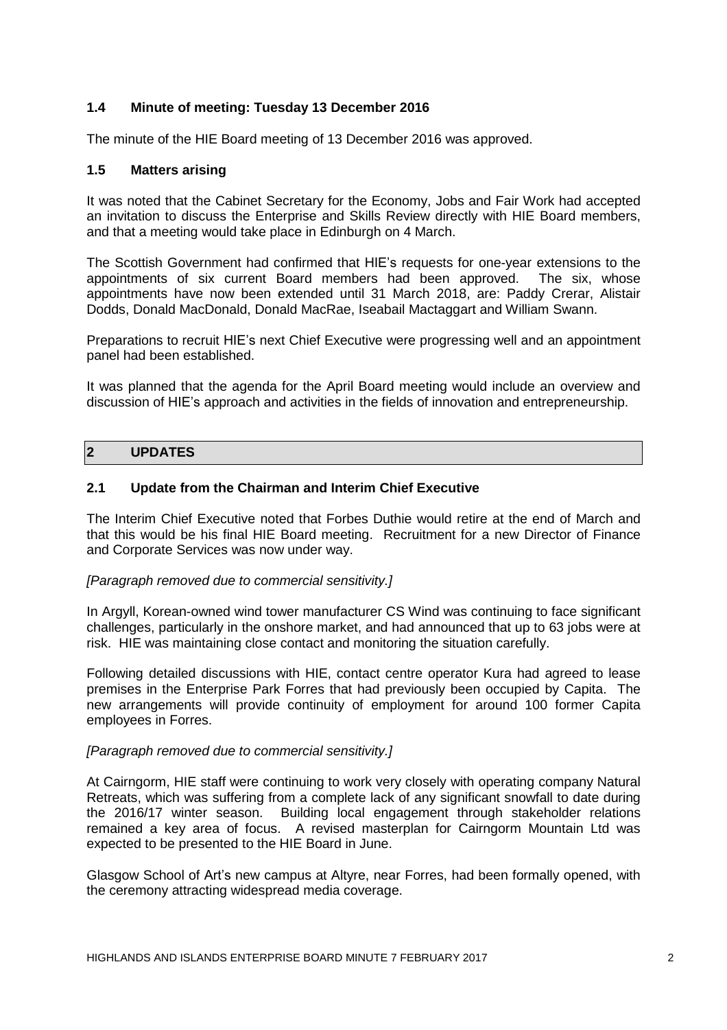### 1.4 Minute of meeting: Tuesday 13 December 2016

The minute of the HIE Board meeting of 13 December 2016 was approved.

### 1.5 Matters arising

It was noted that the Cabinet Secretary for the Economy, Jobs and Fair Work had accepted an invitation to discuss the Enterprise and Skills Review directly with HIE Board members, and that a meeting would take place in Edinburgh on 4 March.

The Scottish Government had confirmed that HIE's requests for one-year extensions to the appointments of six current Board members had been approved. The six, whose appointments have now been extended until 31 March 2018, are: Paddy Crerar, Alistair Dodds, Donald MacDonald, Donald MacRae, Iseabail Mactaggart and William Swann.

Preparations to recruit HIE's next Chief Executive were progressing well and an appointment panel had been established.

It was planned that the agenda for the April Board meeting would include an overview and discussion of HIE's approach and activities in the fields of innovation and entrepreneurship.

## 2 UPDATES

### 2.1 Update from the Chairman and Interim Chief Executive

The Interim Chief Executive noted that Forbes Duthie would retire at the end of March and that this would be his final HIE Board meeting. Recruitment for a new Director of Finance and Corporate Services was now under way.

*[Paragraph removed due to commercial sensitivity.]*

In Argyll, Korean-owned wind tower manufacturer CS Wind was continuing to face significant challenges, particularly in the onshore market, and had announced that up to 63 jobs were at risk. HIE was maintaining close contact and monitoring the situation carefully.

Following detailed discussions with HIE, contact centre operator Kura had agreed to lease premises in the Enterprise Park Forres that had previously been occupied by Capita. The new arrangements will provide continuity of employment for around 100 former Capita employees in Forres.

*[Paragraph removed due to commercial sensitivity.]*

At Cairngorm, HIE staff were continuing to work very closely with operating company Natural Retreats, which was suffering from a complete lack of any significant snowfall to date during the 2016/17 winter season. Building local engagement through stakeholder relations remained a key area of focus. A revised masterplan for Cairngorm Mountain Ltd was expected to be presented to the HIE Board in June.

Glasgow School of Art's new campus at Altyre, near Forres, had been formally opened, with the ceremony attracting widespread media coverage.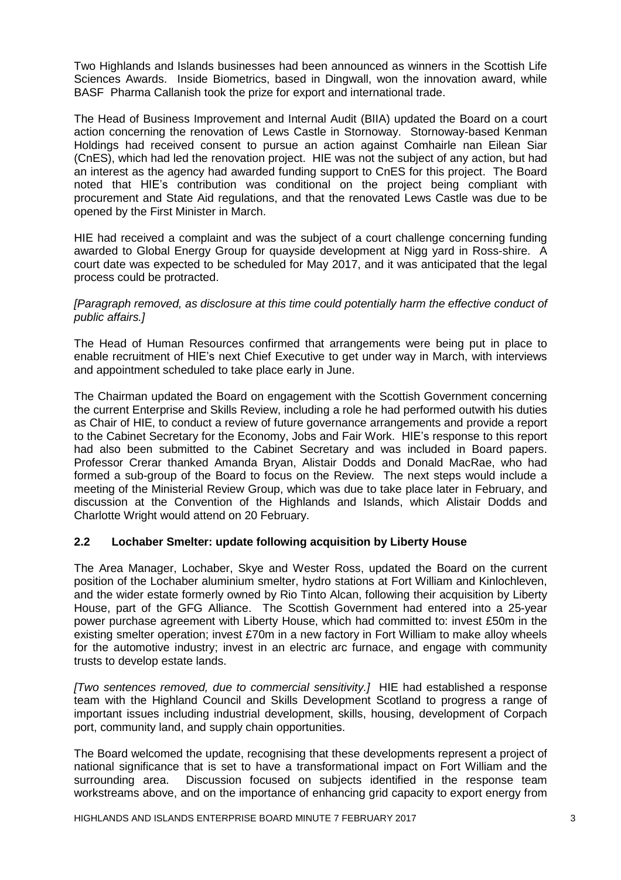Two Highlands and Islands businesses had been announced as winners in the Scottish Life Sciences Awards. Inside Biometrics, based in Dingwall, won the innovation award, while BASF Pharma Callanish took the prize for export and international trade.

The Head of Business Improvement and Internal Audit (BIIA) updated the Board on a court action concerning the renovation of Lews Castle in Stornoway. Stornoway-based Kenman Holdings had received consent to pursue an action against Comhairle nan Eilean Siar (CnES), which had led the renovation project. HIE was not the subject of any action, but had an interest as the agency had awarded funding support to CnES for this project. The Board noted that HIE's contribution was conditional on the project being compliant with procurement and State Aid regulations, and that the renovated Lews Castle was due to be opened by the First Minister in March.

HIE had received a complaint and was the subject of a court challenge concerning funding awarded to Global Energy Group for quayside development at Nigg yard in Ross-shire. A court date was expected to be scheduled for May 2017, and it was anticipated that the legal process could be protracted.

*[Paragraph removed, as disclosure at this time could potentially harm the effective conduct of public affairs.]*

The Head of Human Resources confirmed that arrangements were being put in place to enable recruitment of HIE's next Chief Executive to get under way in March, with interviews and appointment scheduled to take place early in June.

The Chairman updated the Board on engagement with the Scottish Government concerning the current Enterprise and Skills Review, including a role he had performed outwith his duties as Chair of HIE, to conduct a review of future governance arrangements and provide a report to the Cabinet Secretary for the Economy, Jobs and Fair Work. HIE's response to this report had also been submitted to the Cabinet Secretary and was included in Board papers. Professor Crerar thanked Amanda Bryan, Alistair Dodds and Donald MacRae, who had formed a sub-group of the Board to focus on the Review. The next steps would include a meeting of the Ministerial Review Group, which was due to take place later in February, and discussion at the Convention of the Highlands and Islands, which Alistair Dodds and Charlotte Wright would attend on 20 February.

## 2.2 Lochaber Smelter: update following acquisition by Liberty House

The Area Manager, Lochaber, Skye and Wester Ross, updated the Board on the current position of the Lochaber aluminium smelter, hydro stations at Fort William and Kinlochleven, and the wider estate formerly owned by Rio Tinto Alcan, following their acquisition by Liberty House, part of the GFG Alliance. The Scottish Government had entered into a 25-year power purchase agreement with Liberty House, which had committed to: invest £50m in the existing smelter operation; invest £70m in a new factory in Fort William to make alloy wheels for the automotive industry; invest in an electric arc furnace, and engage with community trusts to develop estate lands.

*[Two sentences removed, due to commercial sensitivity.]* HIE had established a response team with the Highland Council and Skills Development Scotland to progress a range of important issues including industrial development, skills, housing, development of Corpach port, community land, and supply chain opportunities.

The Board welcomed the update, recognising that these developments represent a project of national significance that is set to have a transformational impact on Fort William and the surrounding area. Discussion focused on subjects identified in the response team workstreams above, and on the importance of enhancing grid capacity to export energy from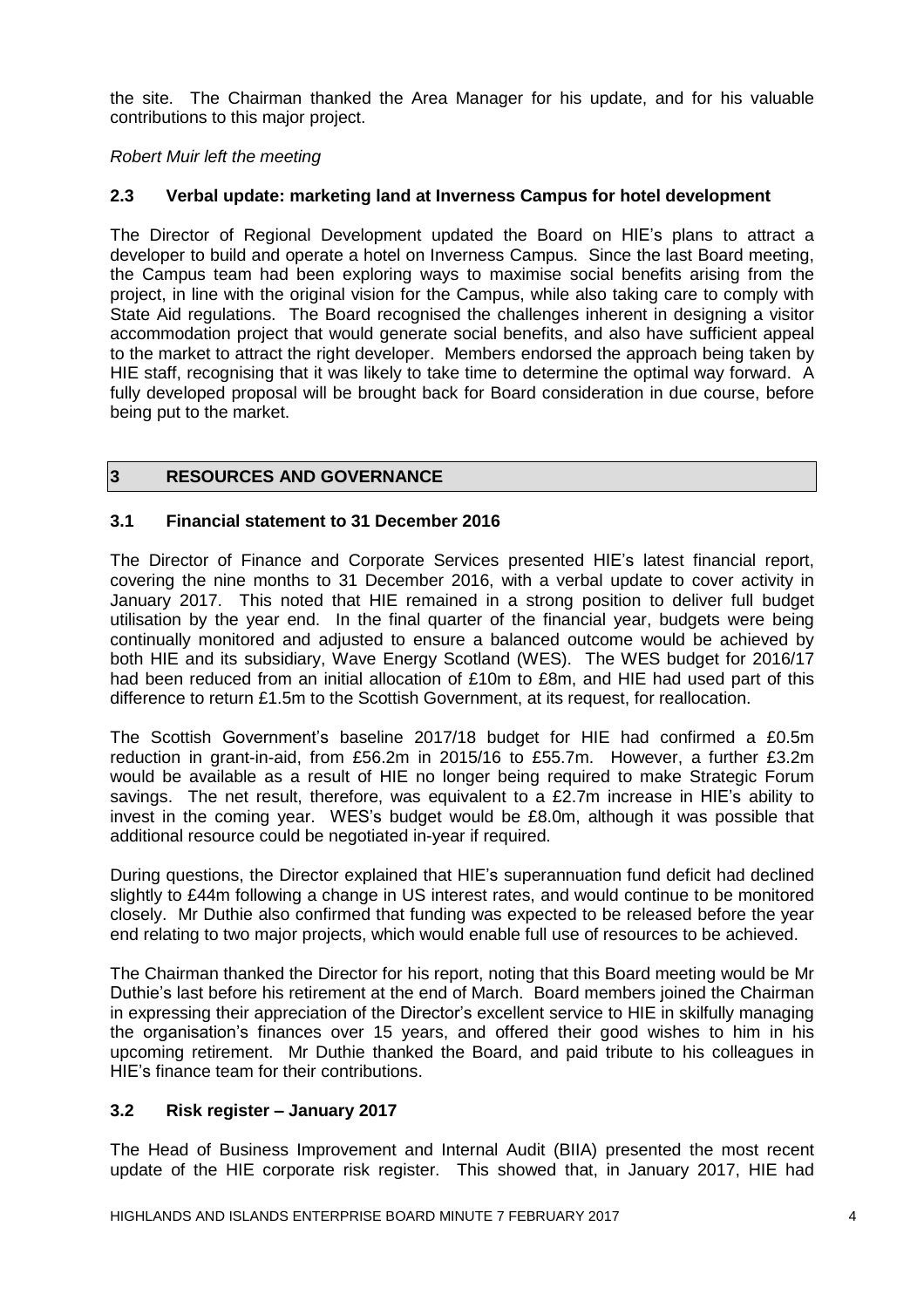the site. The Chairman thanked the Area Manager for his update, and for his valuable contributions to this major project.

*Robert Muir left the meeting*

### 2.3 Verbal update: marketing land at Inverness Campus for hotel development

The Director of Regional Development updated the Board on HIE's plans to attract a developer to build and operate a hotel on Inverness Campus. Since the last Board meeting, the Campus team had been exploring ways to maximise social benefits arising from the project, in line with the original vision for the Campus, while also taking care to comply with State Aid regulations. The Board recognised the challenges inherent in designing a visitor accommodation project that would generate social benefits, and also have sufficient appeal to the market to attract the right developer. Members endorsed the approach being taken by HIE staff, recognising that it was likely to take time to determine the optimal way forward. A fully developed proposal will be brought back for Board consideration in due course, before being put to the market.

## 3 RESOURCES AND GOVERNANCE

### 3.1 Financial statement to 31 December 2016

The Director of Finance and Corporate Services presented HIE's latest financial report, covering the nine months to 31 December 2016, with a verbal update to cover activity in January 2017. This noted that HIE remained in a strong position to deliver full budget utilisation by the year end. In the final quarter of the financial year, budgets were being continually monitored and adjusted to ensure a balanced outcome would be achieved by both HIE and its subsidiary, Wave Energy Scotland (WES). The WES budget for 2016/17 had been reduced from an initial allocation of £10m to £8m, and HIE had used part of this difference to return £1.5m to the Scottish Government, at its request, for reallocation.

The Scottish Government's baseline 2017/18 budget for HIE had confirmed a £0.5m reduction in grant-in-aid, from £56.2m in 2015/16 to £55.7m. However, a further £3.2m would be available as a result of HIE no longer being required to make Strategic Forum savings. The net result, therefore, was equivalent to a £2.7m increase in HIE's ability to invest in the coming year. WES's budget would be £8.0m, although it was possible that additional resource could be negotiated in-year if required.

During questions, the Director explained that HIE's superannuation fund deficit had declined slightly to £44m following a change in US interest rates, and would continue to be monitored closely. Mr Duthie also confirmed that funding was expected to be released before the year end relating to two major projects, which would enable full use of resources to be achieved.

The Chairman thanked the Director for his report, noting that this Board meeting would be Mr Duthie's last before his retirement at the end of March. Board members joined the Chairman in expressing their appreciation of the Director's excellent service to HIE in skilfully managing the organisation's finances over 15 years, and offered their good wishes to him in his upcoming retirement. Mr Duthie thanked the Board, and paid tribute to his colleagues in HIE's finance team for their contributions.

### 3.2 Risk register – January 2017

The Head of Business Improvement and Internal Audit (BIIA) presented the most recent update of the HIE corporate risk register. This showed that, in January 2017, HIE had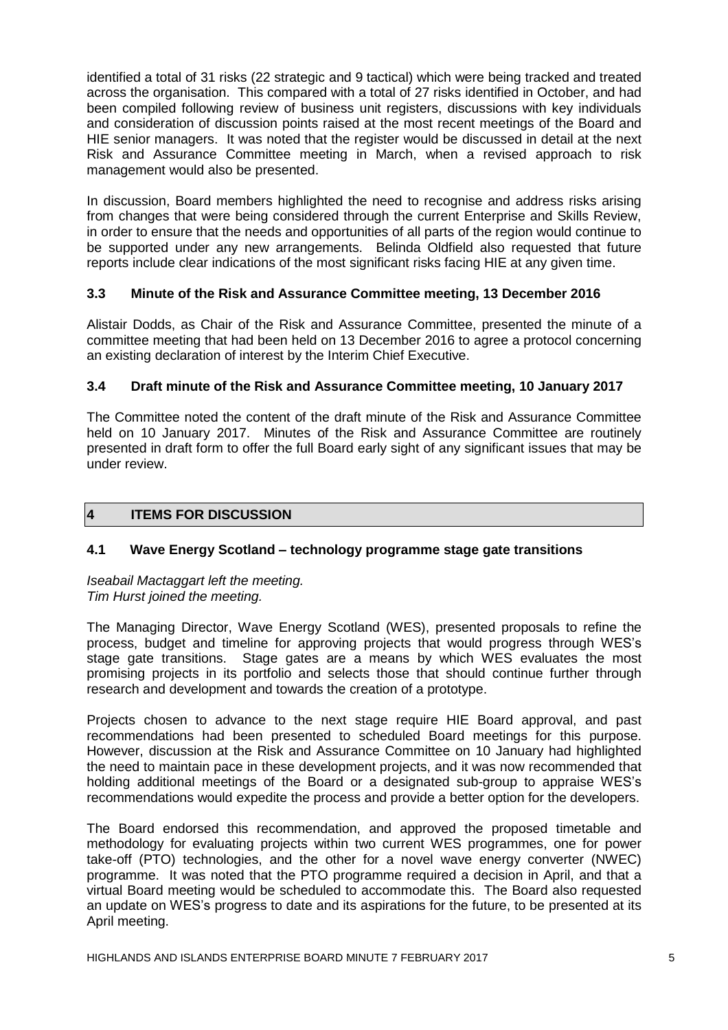identified a total of 31 risks (22 strategic and 9 tactical) which were being tracked and treated across the organisation. This compared with a total of 27 risks identified in October, and had been compiled following review of business unit registers, discussions with key individuals and consideration of discussion points raised at the most recent meetings of the Board and HIE senior managers. It was noted that the register would be discussed in detail at the next Risk and Assurance Committee meeting in March, when a revised approach to risk management would also be presented.

In discussion, Board members highlighted the need to recognise and address risks arising from changes that were being considered through the current Enterprise and Skills Review, in order to ensure that the needs and opportunities of all parts of the region would continue to be supported under any new arrangements. Belinda Oldfield also requested that future reports include clear indications of the most significant risks facing HIE at any given time.

### 3.3 Minute of the Risk and Assurance Committee meeting, 13 December 2016

Alistair Dodds, as Chair of the Risk and Assurance Committee, presented the minute of a committee meeting that had been held on 13 December 2016 to agree a protocol concerning an existing declaration of interest by the Interim Chief Executive.

### 3.4 Draft minute of the Risk and Assurance Committee meeting, 10 January 2017

The Committee noted the content of the draft minute of the Risk and Assurance Committee held on 10 January 2017. Minutes of the Risk and Assurance Committee are routinely presented in draft form to offer the full Board early sight of any significant issues that may be under review.

## 4 ITEMS FOR DISCUSSION

### 4.1 Wave Energy Scotland – technology programme stage gate transitions

*Iseabail Mactaggart left the meeting.*
*Tim Hurst joined the meeting.*

The Managing Director, Wave Energy Scotland (WES), presented proposals to refine the process, budget and timeline for approving projects that would progress through WES's stage gate transitions. Stage gates are a means by which WES evaluates the most promising projects in its portfolio and selects those that should continue further through research and development and towards the creation of a prototype.

Projects chosen to advance to the next stage require HIE Board approval, and past recommendations had been presented to scheduled Board meetings for this purpose. However, discussion at the Risk and Assurance Committee on 10 January had highlighted the need to maintain pace in these development projects, and it was now recommended that holding additional meetings of the Board or a designated sub-group to appraise WES's recommendations would expedite the process and provide a better option for the developers.

The Board endorsed this recommendation, and approved the proposed timetable and methodology for evaluating projects within two current WES programmes, one for power take-off (PTO) technologies, and the other for a novel wave energy converter (NWEC) programme. It was noted that the PTO programme required a decision in April, and that a virtual Board meeting would be scheduled to accommodate this. The Board also requested an update on WES's progress to date and its aspirations for the future, to be presented at its April meeting.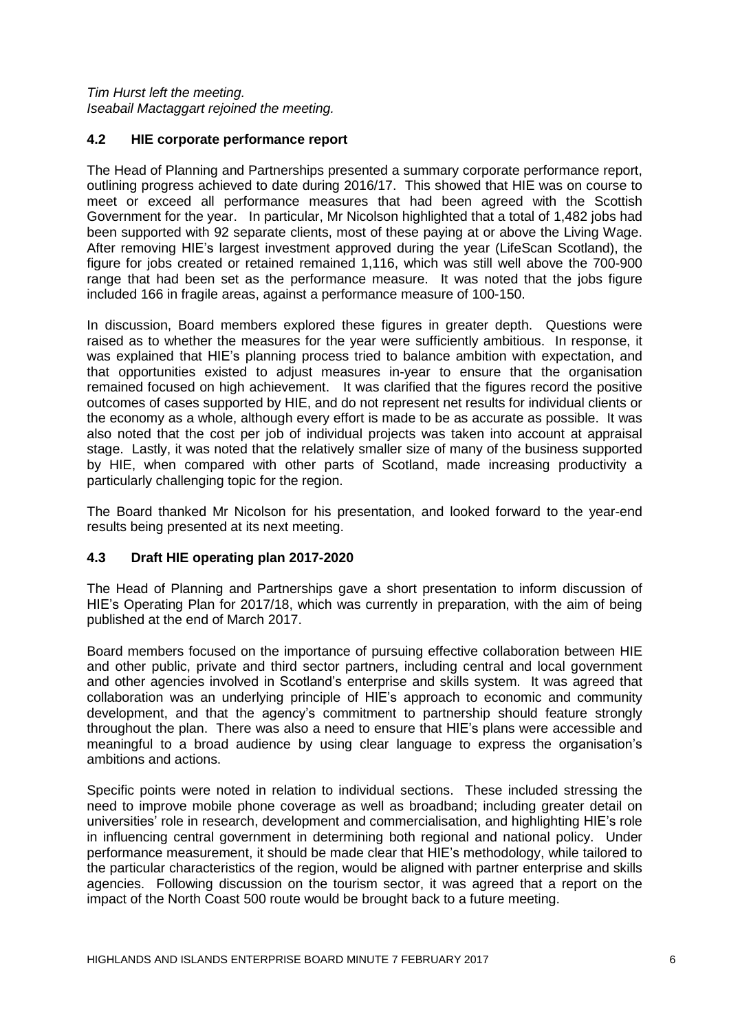*Tim Hurst left the meeting.*
*Iseabail Mactaggart rejoined the meeting.*

### 4.2 HIE corporate performance report

The Head of Planning and Partnerships presented a summary corporate performance report, outlining progress achieved to date during 2016/17. This showed that HIE was on course to meet or exceed all performance measures that had been agreed with the Scottish Government for the year. In particular, Mr Nicolson highlighted that a total of 1,482 jobs had been supported with 92 separate clients, most of these paying at or above the Living Wage. After removing HIE's largest investment approved during the year (LifeScan Scotland), the figure for jobs created or retained remained 1,116, which was still well above the 700-900 range that had been set as the performance measure. It was noted that the jobs figure included 166 in fragile areas, against a performance measure of 100-150.

In discussion, Board members explored these figures in greater depth. Questions were raised as to whether the measures for the year were sufficiently ambitious. In response, it was explained that HIE's planning process tried to balance ambition with expectation, and that opportunities existed to adjust measures in-year to ensure that the organisation remained focused on high achievement. It was clarified that the figures record the positive outcomes of cases supported by HIE, and do not represent net results for individual clients or the economy as a whole, although every effort is made to be as accurate as possible. It was also noted that the cost per job of individual projects was taken into account at appraisal stage. Lastly, it was noted that the relatively smaller size of many of the business supported by HIE, when compared with other parts of Scotland, made increasing productivity a particularly challenging topic for the region.

The Board thanked Mr Nicolson for his presentation, and looked forward to the year-end results being presented at its next meeting.

### 4.3 Draft HIE operating plan 2017-2020

The Head of Planning and Partnerships gave a short presentation to inform discussion of HIE's Operating Plan for 2017/18, which was currently in preparation, with the aim of being published at the end of March 2017.

Board members focused on the importance of pursuing effective collaboration between HIE and other public, private and third sector partners, including central and local government and other agencies involved in Scotland's enterprise and skills system. It was agreed that collaboration was an underlying principle of HIE's approach to economic and community development, and that the agency's commitment to partnership should feature strongly throughout the plan. There was also a need to ensure that HIE's plans were accessible and meaningful to a broad audience by using clear language to express the organisation's ambitions and actions.

Specific points were noted in relation to individual sections. These included stressing the need to improve mobile phone coverage as well as broadband; including greater detail on universities' role in research, development and commercialisation, and highlighting HIE's role in influencing central government in determining both regional and national policy. Under performance measurement, it should be made clear that HIE's methodology, while tailored to the particular characteristics of the region, would be aligned with partner enterprise and skills agencies. Following discussion on the tourism sector, it was agreed that a report on the impact of the North Coast 500 route would be brought back to a future meeting.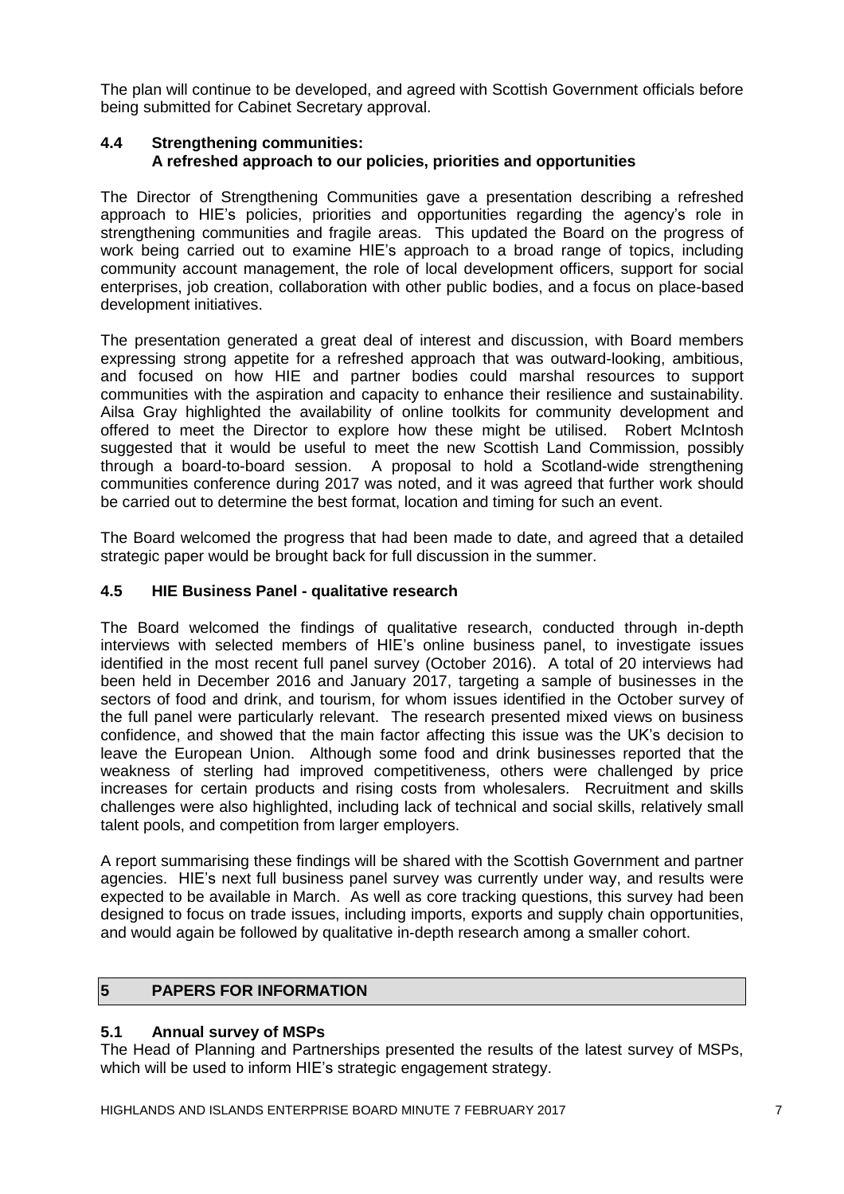The plan will continue to be developed, and agreed with Scottish Government officials before being submitted for Cabinet Secretary approval.

### 4.4 Strengthening communities: A refreshed approach to our policies, priorities and opportunities

The Director of Strengthening Communities gave a presentation describing a refreshed approach to HIE's policies, priorities and opportunities regarding the agency's role in strengthening communities and fragile areas. This updated the Board on the progress of work being carried out to examine HIE's approach to a broad range of topics, including community account management, the role of local development officers, support for social enterprises, job creation, collaboration with other public bodies, and a focus on place-based development initiatives.

The presentation generated a great deal of interest and discussion, with Board members expressing strong appetite for a refreshed approach that was outward-looking, ambitious, and focused on how HIE and partner bodies could marshal resources to support communities with the aspiration and capacity to enhance their resilience and sustainability. Ailsa Gray highlighted the availability of online toolkits for community development and offered to meet the Director to explore how these might be utilised. Robert McIntosh suggested that it would be useful to meet the new Scottish Land Commission, possibly through a board-to-board session. A proposal to hold a Scotland-wide strengthening communities conference during 2017 was noted, and it was agreed that further work should be carried out to determine the best format, location and timing for such an event.

The Board welcomed the progress that had been made to date, and agreed that a detailed strategic paper would be brought back for full discussion in the summer.

### 4.5 HIE Business Panel - qualitative research

The Board welcomed the findings of qualitative research, conducted through in-depth interviews with selected members of HIE's online business panel, to investigate issues identified in the most recent full panel survey (October 2016). A total of 20 interviews had been held in December 2016 and January 2017, targeting a sample of businesses in the sectors of food and drink, and tourism, for whom issues identified in the October survey of the full panel were particularly relevant. The research presented mixed views on business confidence, and showed that the main factor affecting this issue was the UK's decision to leave the European Union. Although some food and drink businesses reported that the weakness of sterling had improved competitiveness, others were challenged by price increases for certain products and rising costs from wholesalers. Recruitment and skills challenges were also highlighted, including lack of technical and social skills, relatively small talent pools, and competition from larger employers.

A report summarising these findings will be shared with the Scottish Government and partner agencies. HIE's next full business panel survey was currently under way, and results were expected to be available in March. As well as core tracking questions, this survey had been designed to focus on trade issues, including imports, exports and supply chain opportunities, and would again be followed by qualitative in-depth research among a smaller cohort.

## 5 PAPERS FOR INFORMATION

### 5.1 Annual survey of MSPs

The Head of Planning and Partnerships presented the results of the latest survey of MSPs, which will be used to inform HIE's strategic engagement strategy.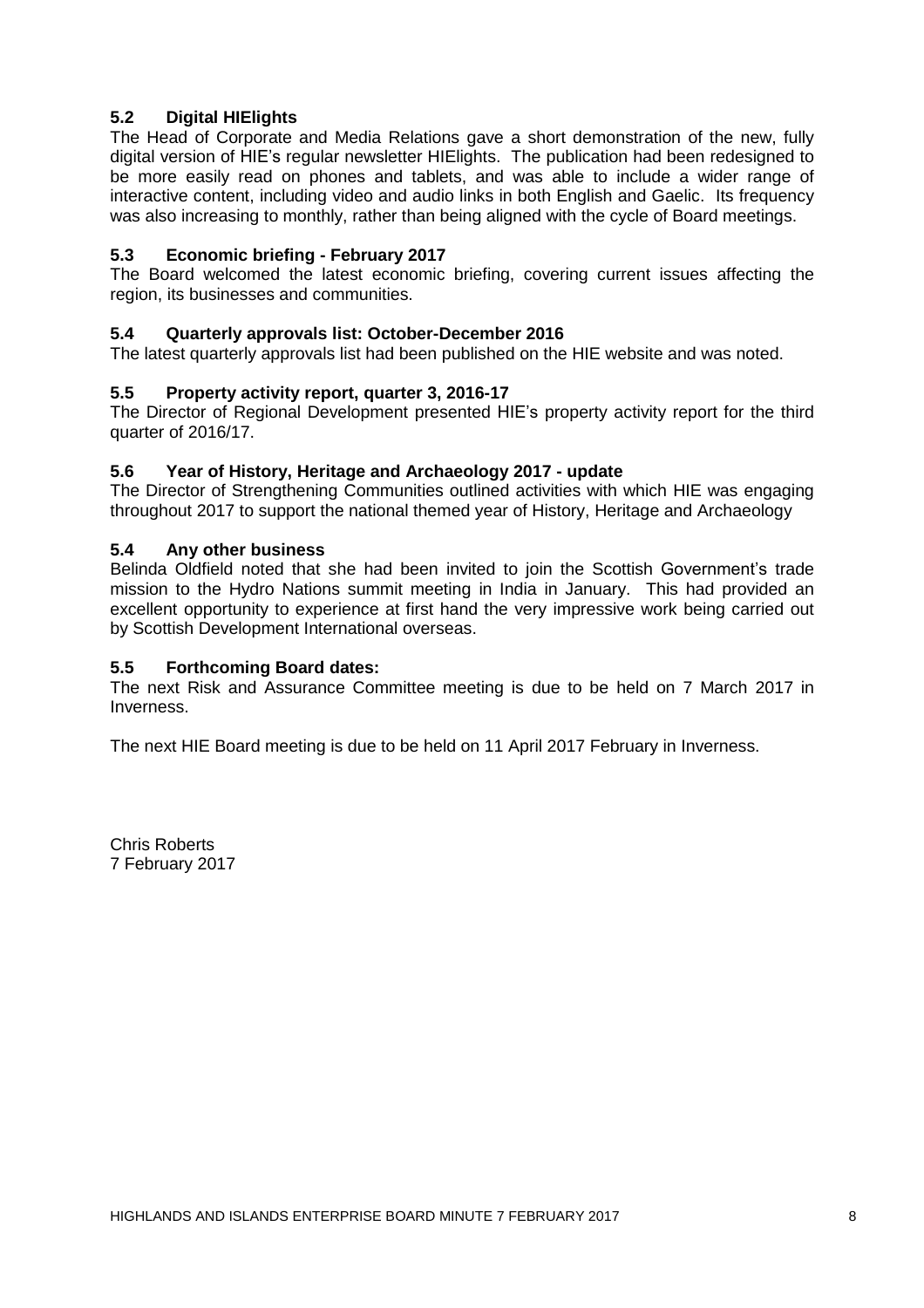### 5.2 Digital HIElights

The Head of Corporate and Media Relations gave a short demonstration of the new, fully digital version of HIE's regular newsletter HIElights. The publication had been redesigned to be more easily read on phones and tablets, and was able to include a wider range of interactive content, including video and audio links in both English and Gaelic. Its frequency was also increasing to monthly, rather than being aligned with the cycle of Board meetings.

### 5.3 Economic briefing - February 2017

The Board welcomed the latest economic briefing, covering current issues affecting the region, its businesses and communities.

### 5.4 Quarterly approvals list: October-December 2016

The latest quarterly approvals list had been published on the HIE website and was noted.

### 5.5 Property activity report, quarter 3, 2016-17

The Director of Regional Development presented HIE's property activity report for the third quarter of 2016/17.

### 5.6 Year of History, Heritage and Archaeology 2017 - update

The Director of Strengthening Communities outlined activities with which HIE was engaging throughout 2017 to support the national themed year of History, Heritage and Archaeology

### 5.4 Any other business

Belinda Oldfield noted that she had been invited to join the Scottish Government's trade mission to the Hydro Nations summit meeting in India in January. This had provided an excellent opportunity to experience at first hand the very impressive work being carried out by Scottish Development International overseas.

### 5.5 Forthcoming Board dates:

The next Risk and Assurance Committee meeting is due to be held on 7 March 2017 in Inverness.

The next HIE Board meeting is due to be held on 11 April 2017 February in Inverness.

Chris Roberts
7 February 2017